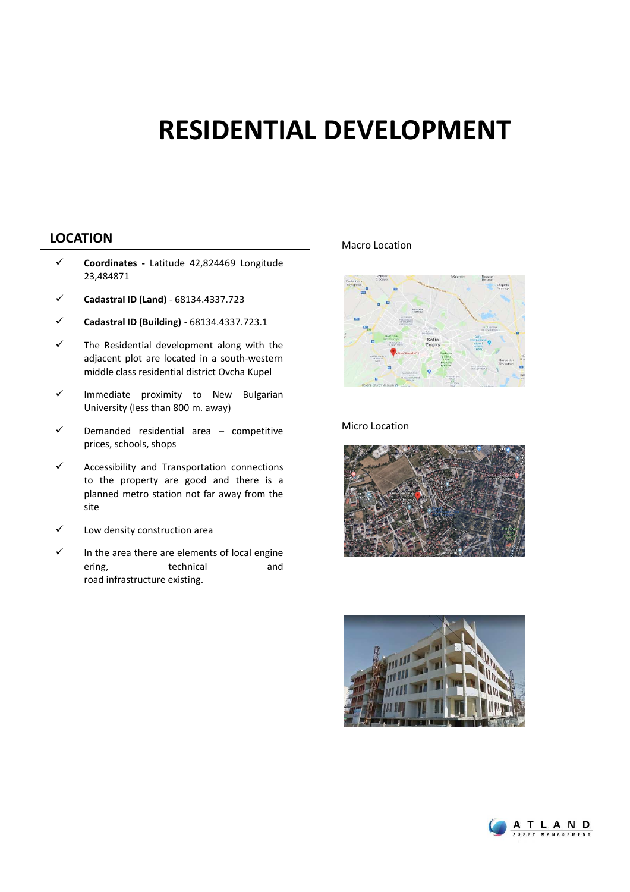# RESIDENTIAL DEVELOPMENT

## LOCATION

- **Coordinates -** Latitude 42,824469 Longitude 23,484871
- **Cadastral ID (Land)** - 68134.4337.723
- **Cadastral ID (Building)** - 68134.4337.723.1
- The Residential development along with the adjacent plot are located in a south-western middle class residential district Ovcha Kupel
- Immediate proximity to New Bulgarian University (less than 800 m. away)
- Demanded residential area – competitive prices, schools, shops
- Accessibility and Transportation connections to the property are good and there is a planned metro station not far away from the site
- Low density construction area
- In the area there are elements of local engineering, technical and road infrastructure existing.

Macro Location

Micro Location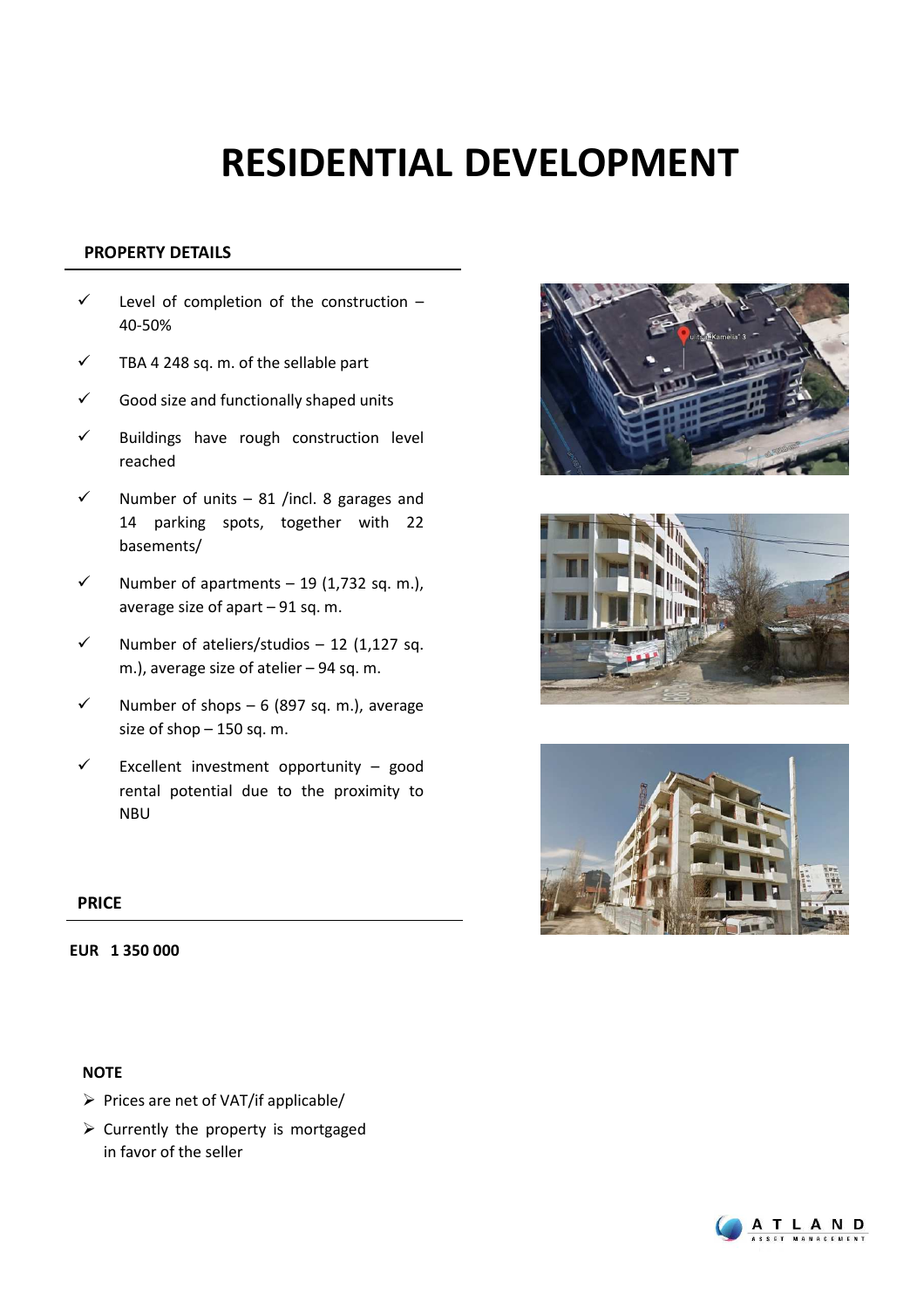# RESIDENTIAL DEVELOPMENT

## PROPERTY DETAILS

- ✓ Level of completion of the construction – 40-50%
- ✓ TBA 4 248 sq. m. of the sellable part
- ✓ Good size and functionally shaped units
- ✓ Buildings have rough construction level reached
- ✓ Number of units – 81 /incl. 8 garages and 14 parking spots, together with 22 basements/
- ✓ Number of apartments – 19 (1,732 sq. m.), average size of apart – 91 sq. m.
- ✓ Number of ateliers/studios – 12 (1,127 sq. m.), average size of atelier – 94 sq. m.
- ✓ Number of shops – 6 (897 sq. m.), average size of shop – 150 sq. m.
- ✓ Excellent investment opportunity – good rental potential due to the proximity to NBU

## PRICE

**EUR 1 350 000**

## NOTE

- ➢ Prices are net of VAT/if applicable/
- ➢ Currently the property is mortgaged in favor of the seller